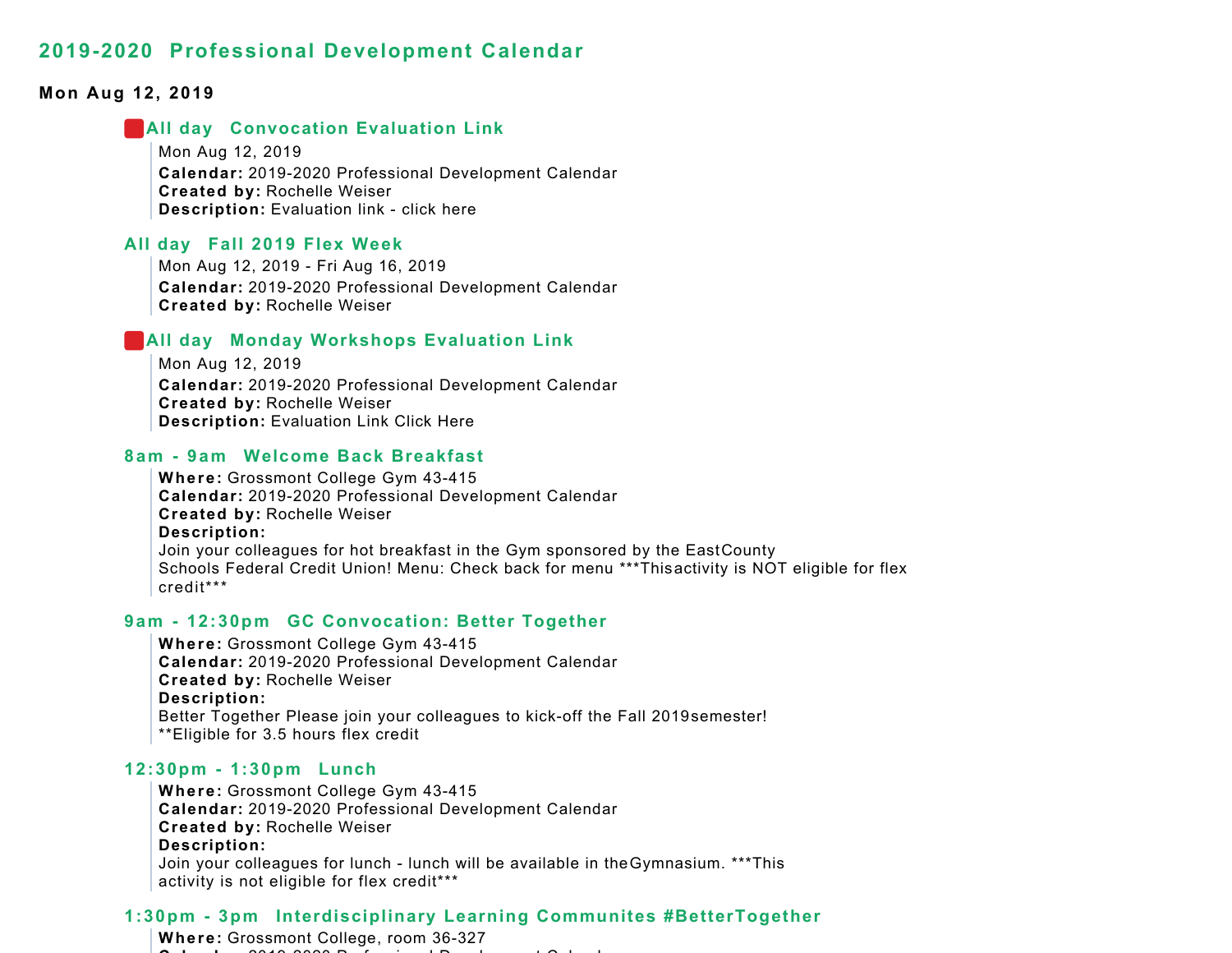# 2019-2020 Professional Development Calendar

## Mon Aug 12, 2019

### All day Convocation Evaluation Link

Mon Aug 12, 2019
**Calendar:** 2019-2020 Professional Development Calendar
**Created by:** Rochelle Weiser
**Description:** Evaluation link - click here

### All day Fall 2019 Flex Week

Mon Aug 12, 2019 - Fri Aug 16, 2019
**Calendar:** 2019-2020 Professional Development Calendar
**Created by:** Rochelle Weiser

### All day Monday Workshops Evaluation Link

Mon Aug 12, 2019
**Calendar:** 2019-2020 Professional Development Calendar
**Created by:** Rochelle Weiser
**Description:** Evaluation Link Click Here

### 8am - 9am Welcome Back Breakfast

**Where:** Grossmont College Gym 43-415
**Calendar:** 2019-2020 Professional Development Calendar
**Created by:** Rochelle Weiser
**Description:**
Join your colleagues for hot breakfast in the Gym sponsored by the EastCounty Schools Federal Credit Union! Menu: Check back for menu ***Thisactivity is NOT eligible for flex credit***

### 9am - 12:30pm GC Convocation: Better Together

**Where:** Grossmont College Gym 43-415
**Calendar:** 2019-2020 Professional Development Calendar
**Created by:** Rochelle Weiser
**Description:**
Better Together Please join your colleagues to kick-off the Fall 2019semester!
**Eligible for 3.5 hours flex credit

### 12:30pm - 1:30pm Lunch

**Where:** Grossmont College Gym 43-415
**Calendar:** 2019-2020 Professional Development Calendar
**Created by:** Rochelle Weiser
**Description:**
Join your colleagues for lunch - lunch will be available in theGymnasium. ***This activity is not eligible for flex credit***

### 1:30pm - 3pm Interdisciplinary Learning Communites #BetterTogether

**Where:** Grossmont College, room 36-327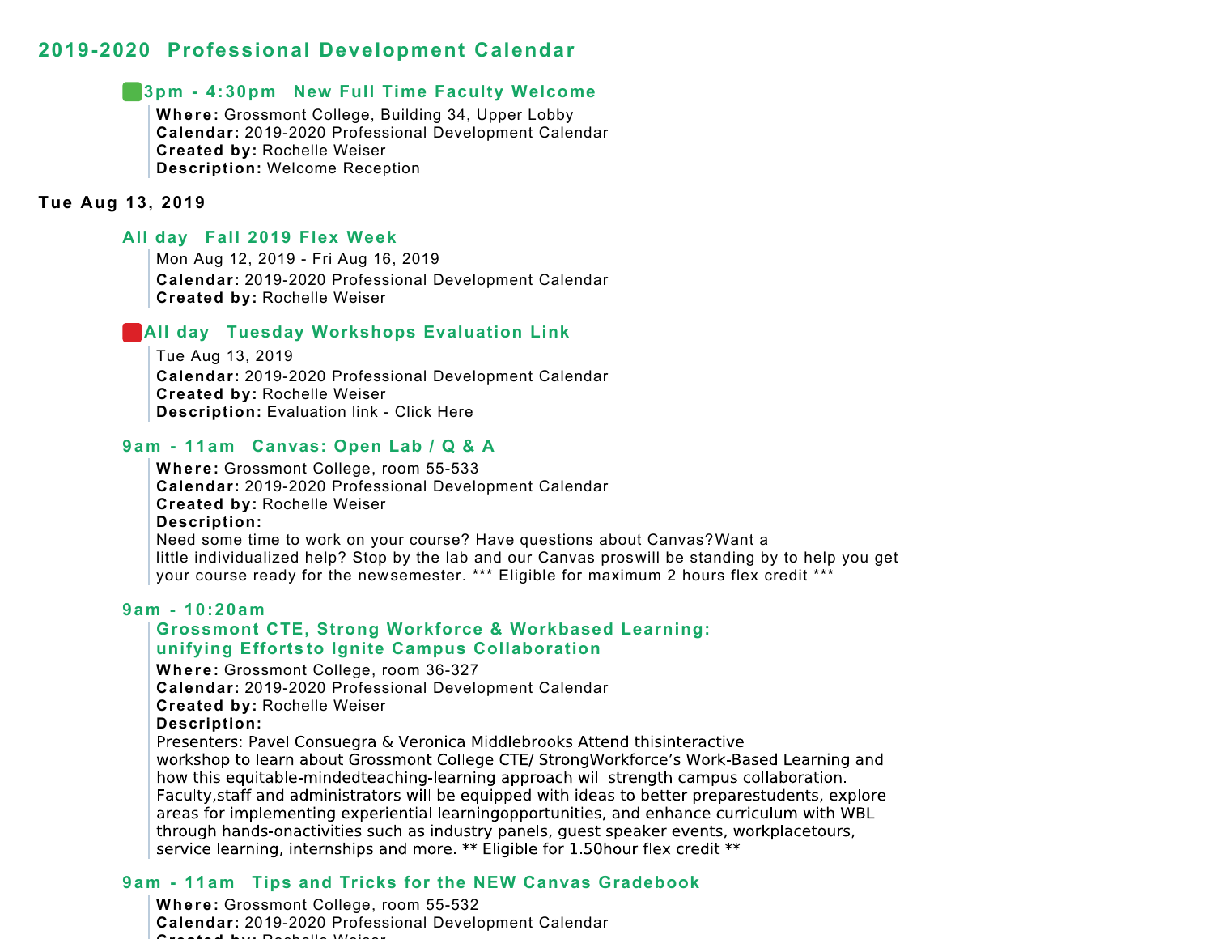## 2019-2020 Professional Development Calendar

### 3pm - 4:30pm New Full Time Faculty Welcome

**Where:** Grossmont College, Building 34, Upper Lobby
**Calendar:** 2019-2020 Professional Development Calendar
**Created by:** Rochelle Weiser
**Description:** Welcome Reception

## Tue Aug 13, 2019

### All day Fall 2019 Flex Week

Mon Aug 12, 2019 - Fri Aug 16, 2019
**Calendar:** 2019-2020 Professional Development Calendar
**Created by:** Rochelle Weiser

### All day Tuesday Workshops Evaluation Link

Tue Aug 13, 2019
**Calendar:** 2019-2020 Professional Development Calendar
**Created by:** Rochelle Weiser
**Description:** Evaluation link - Click Here

### 9am - 11am Canvas: Open Lab / Q & A

**Where:** Grossmont College, room 55-533
**Calendar:** 2019-2020 Professional Development Calendar
**Created by:** Rochelle Weiser
**Description:**
Need some time to work on your course? Have questions about Canvas?Want a little individualized help? Stop by the lab and our Canvas proswill be standing by to help you get your course ready for the newsemester. *** Eligible for maximum 2 hours flex credit ***

### 9am - 10:20am Grossmont CTE, Strong Workforce & Workbased Learning: unifying Effortsto Ignite Campus Collaboration

**Where:** Grossmont College, room 36-327
**Calendar:** 2019-2020 Professional Development Calendar
**Created by:** Rochelle Weiser
**Description:**
Presenters: Pavel Consuegra & Veronica Middlebrooks Attend thisinteractive workshop to learn about Grossmont College CTE/ StrongWorkforce's Work-Based Learning and how this equitable-mindedteaching-learning approach will strength campus collaboration. Faculty,staff and administrators will be equipped with ideas to better preparestudents, explore areas for implementing experiential learningopportunities, and enhance curriculum with WBL through hands-onactivities such as industry panels, guest speaker events, workplacetours, service learning, internships and more. ** Eligible for 1.50hour flex credit **

### 9am - 11am Tips and Tricks for the NEW Canvas Gradebook

**Where:** Grossmont College, room 55-532
**Calendar:** 2019-2020 Professional Development Calendar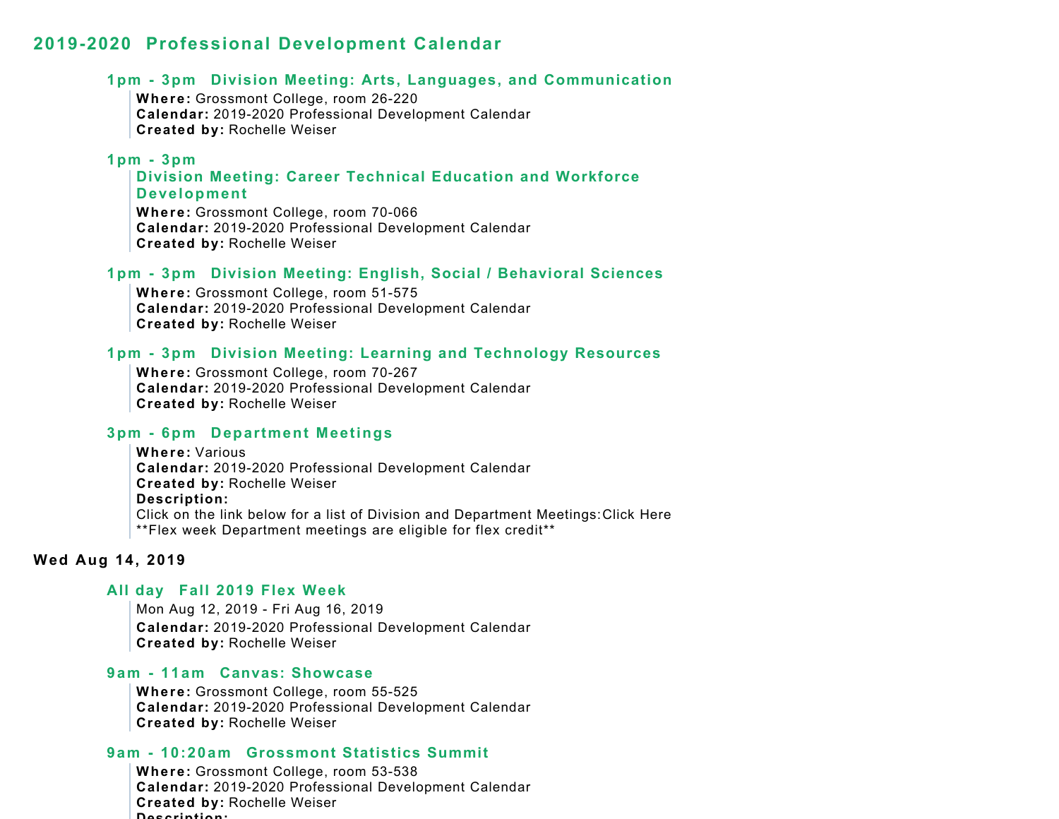## 2019-2020 Professional Development Calendar

### 1pm - 3pm Division Meeting: Arts, Languages, and Communication

**Where:** Grossmont College, room 26-220
**Calendar:** 2019-2020 Professional Development Calendar
**Created by:** Rochelle Weiser

### 1pm - 3pm Division Meeting: Career Technical Education and Workforce Development

**Where:** Grossmont College, room 70-066
**Calendar:** 2019-2020 Professional Development Calendar
**Created by:** Rochelle Weiser

### 1pm - 3pm Division Meeting: English, Social / Behavioral Sciences

**Where:** Grossmont College, room 51-575
**Calendar:** 2019-2020 Professional Development Calendar
**Created by:** Rochelle Weiser

### 1pm - 3pm Division Meeting: Learning and Technology Resources

**Where:** Grossmont College, room 70-267
**Calendar:** 2019-2020 Professional Development Calendar
**Created by:** Rochelle Weiser

### 3pm - 6pm Department Meetings

**Where:** Various
**Calendar:** 2019-2020 Professional Development Calendar
**Created by:** Rochelle Weiser
**Description:**
Click on the link below for a list of Division and Department Meetings:Click Here
**Flex week Department meetings are eligible for flex credit**

## Wed Aug 14, 2019

### All day Fall 2019 Flex Week

Mon Aug 12, 2019 - Fri Aug 16, 2019
**Calendar:** 2019-2020 Professional Development Calendar
**Created by:** Rochelle Weiser

### 9am - 11am Canvas: Showcase

**Where:** Grossmont College, room 55-525
**Calendar:** 2019-2020 Professional Development Calendar
**Created by:** Rochelle Weiser

### 9am - 10:20am Grossmont Statistics Summit

**Where:** Grossmont College, room 53-538
**Calendar:** 2019-2020 Professional Development Calendar
**Created by:** Rochelle Weiser
**Description:**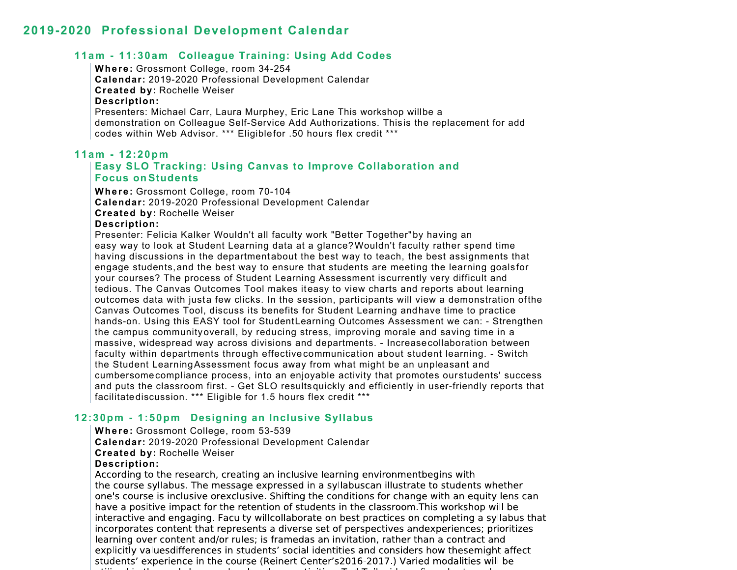# 2019-2020 Professional Development Calendar

### 11am - 11:30am Colleague Training: Using Add Codes

**Where:** Grossmont College, room 34-254
**Calendar:** 2019-2020 Professional Development Calendar
**Created by:** Rochelle Weiser
**Description:**
Presenters: Michael Carr, Laura Murphey, Eric Lane This workshop willbe a demonstration on Colleague Self-Service Add Authorizations. Thisis the replacement for add codes within Web Advisor. *** Eligiblefor .50 hours flex credit ***

### 11am - 12:20pm Easy SLO Tracking: Using Canvas to Improve Collaboration and Focus on Students

**Where:** Grossmont College, room 70-104
**Calendar:** 2019-2020 Professional Development Calendar
**Created by:** Rochelle Weiser
**Description:**
Presenter: Felicia Kalker Wouldn't all faculty work "Better Together"by having an easy way to look at Student Learning data at a glance?Wouldn't faculty rather spend time having discussions in the departmentabout the best way to teach, the best assignments that engage students,and the best way to ensure that students are meeting the learning goalsfor your courses? The process of Student Learning Assessment iscurrently very difficult and tedious. The Canvas Outcomes Tool makes iteasy to view charts and reports about learning outcomes data with justa few clicks. In the session, participants will view a demonstration ofthe Canvas Outcomes Tool, discuss its benefits for Student Learning andhave time to practice hands-on. Using this EASY tool for StudentLearning Outcomes Assessment we can: - Strengthen the campus communityoverall, by reducing stress, improving morale and saving time in a massive, widespread way across divisions and departments. - Increasecollaboration between faculty within departments through effectivecommunication about student learning. - Switch the Student LearningAssessment focus away from what might be an unpleasant and cumbersomecompliance process, into an enjoyable activity that promotes ourstudents' success and puts the classroom first. - Get SLO resultsquickly and efficiently in user-friendly reports that facilitatediscussion. *** Eligible for 1.5 hours flex credit ***

### 12:30pm - 1:50pm Designing an Inclusive Syllabus

**Where:** Grossmont College, room 53-539
**Calendar:** 2019-2020 Professional Development Calendar
**Created by:** Rochelle Weiser
**Description:**
According to the research, creating an inclusive learning environmentbegins with the course syllabus. The message expressed in a syllabuscan illustrate to students whether one's course is inclusive orexclusive. Shifting the conditions for change with an equity lens can have a positive impact for the retention of students in the classroom.This workshop will be interactive and engaging. Faculty willcollaborate on best practices on completing a syllabus that incorporates content that represents a diverse set of perspectives andexperiences; prioritizes learning over content and/or rules; is framedas an invitation, rather than a contract and explicitly valuesdifferences in students' social identities and considers how thesemight affect students' experience in the course (Reinert Center's2016-2017.) Varied modalities will be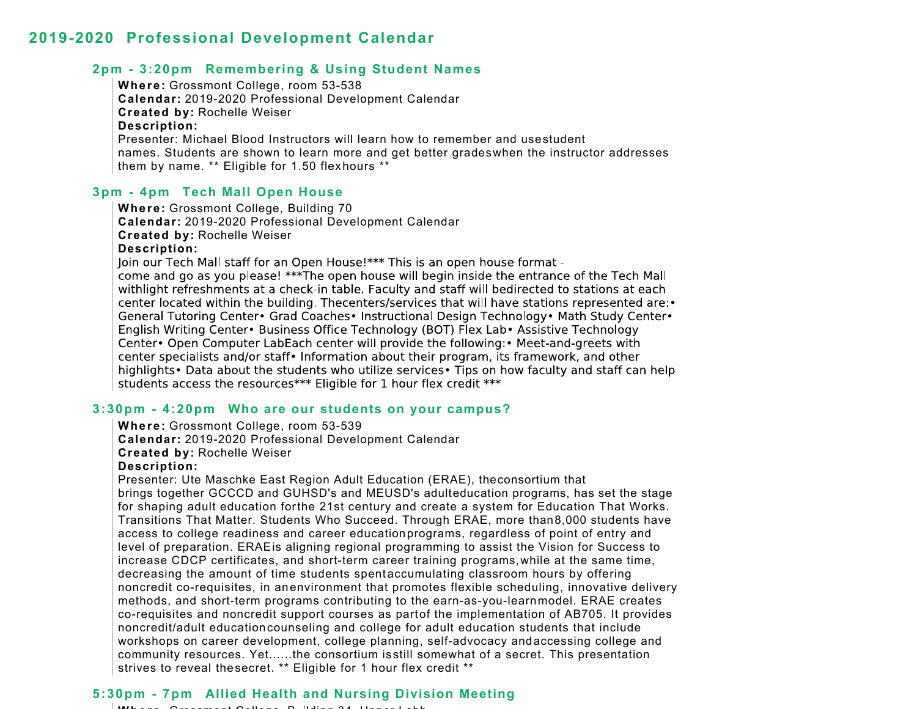## 2019-2020 Professional Development Calendar

### 2pm - 3:20pm Remembering & Using Student Names

**Where:** Grossmont College, room 53-538
**Calendar:** 2019-2020 Professional Development Calendar
**Created by:** Rochelle Weiser
**Description:**
Presenter: Michael Blood Instructors will learn how to remember and usestudent names. Students are shown to learn more and get better gradeswhen the instructor addresses them by name. ** Eligible for 1.50 flexhours **

### 3pm - 4pm Tech Mall Open House

**Where:** Grossmont College, Building 70
**Calendar:** 2019-2020 Professional Development Calendar
**Created by:** Rochelle Weiser
**Description:**
Join our Tech Mall staff for an Open House!*** This is an open house format - come and go as you please! ***The open house will begin inside the entrance of the Tech Mall withlight refreshments at a check-in table. Faculty and staff will bedirected to stations at each center located within the building. Thecenters/services that will have stations represented are:• General Tutoring Center• Grad Coaches• Instructional Design Technology• Math Study Center• English Writing Center• Business Office Technology (BOT) Flex Lab• Assistive Technology Center• Open Computer LabEach center will provide the following:• Meet-and-greets with center specialists and/or staff• Information about their program, its framework, and other highlights• Data about the students who utilize services• Tips on how faculty and staff can help students access the resources*** Eligible for 1 hour flex credit ***

### 3:30pm - 4:20pm Who are our students on your campus?

**Where:** Grossmont College, room 53-539
**Calendar:** 2019-2020 Professional Development Calendar
**Created by:** Rochelle Weiser
**Description:**
Presenter: Ute Maschke East Region Adult Education (ERAE), theconsortium that brings together GCCCD and GUHSD's and MEUSD's adulteducation programs, has set the stage for shaping adult education forthe 21st century and create a system for Education That Works. Transitions That Matter. Students Who Succeed. Through ERAE, more than8,000 students have access to college readiness and career educationprograms, regardless of point of entry and level of preparation. ERAEis aligning regional programming to assist the Vision for Success to increase CDCP certificates, and short-term career training programs,while at the same time, decreasing the amount of time students spentaccumulating classroom hours by offering noncredit co-requisites, in anenvironment that promotes flexible scheduling, innovative delivery methods, and short-term programs contributing to the earn-as-you-learnmodel. ERAE creates co-requisites and noncredit support courses as partof the implementation of AB705. It provides noncredit/adult educationcounseling and college for adult education students that include workshops on career development, college planning, self-advocacy andaccessing college and community resources. Yet......the consortium isstill somewhat of a secret. This presentation strives to reveal thesecret. ** Eligible for 1 hour flex credit **

### 5:30pm - 7pm Allied Health and Nursing Division Meeting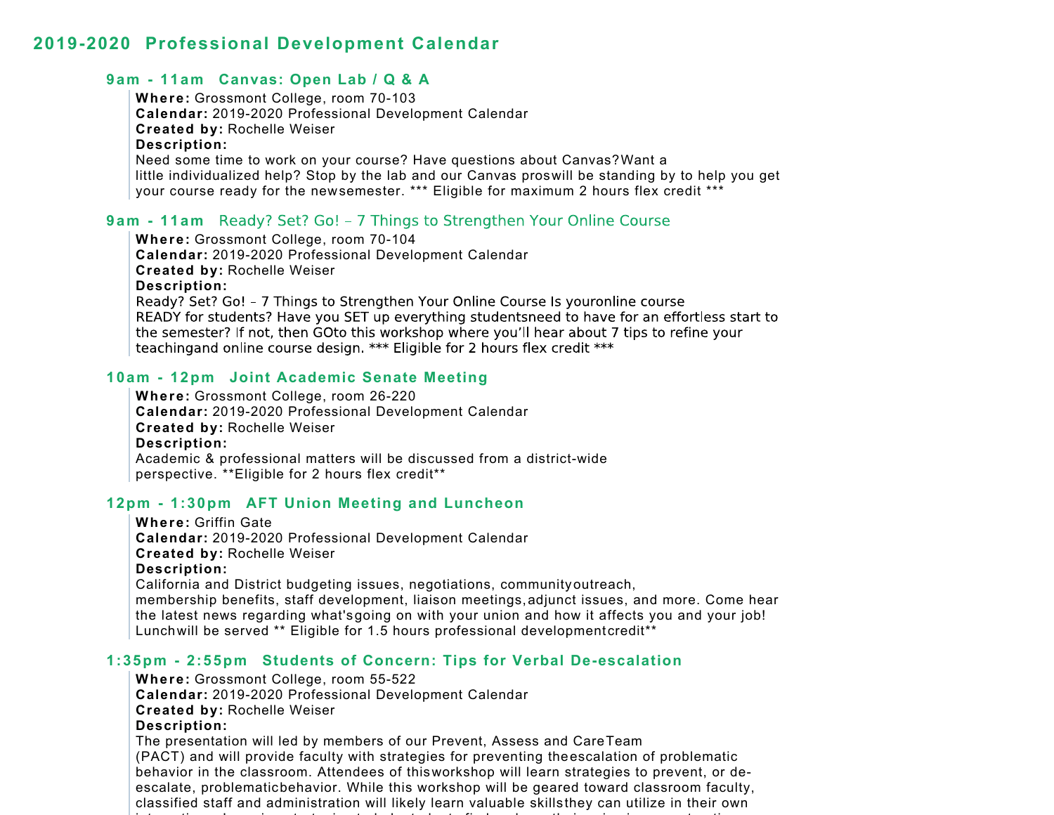# 2019-2020 Professional Development Calendar

### 9am - 11am Canvas: Open Lab / Q & A

**Where:** Grossmont College, room 70-103
**Calendar:** 2019-2020 Professional Development Calendar
**Created by:** Rochelle Weiser
**Description:**
Need some time to work on your course? Have questions about Canvas?Want a little individualized help? Stop by the lab and our Canvas proswill be standing by to help you get your course ready for the newsemester. *** Eligible for maximum 2 hours flex credit ***

### 9am - 11am Ready? Set? Go! – 7 Things to Strengthen Your Online Course

**Where:** Grossmont College, room 70-104
**Calendar:** 2019-2020 Professional Development Calendar
**Created by:** Rochelle Weiser
**Description:**
Ready? Set? Go! – 7 Things to Strengthen Your Online Course Is youronline course READY for students? Have you SET up everything studentsneed to have for an effortless start to the semester? If not, then GOto this workshop where you'll hear about 7 tips to refine your teachingand online course design. *** Eligible for 2 hours flex credit ***

### 10am - 12pm Joint Academic Senate Meeting

**Where:** Grossmont College, room 26-220
**Calendar:** 2019-2020 Professional Development Calendar
**Created by:** Rochelle Weiser
**Description:**
Academic & professional matters will be discussed from a district-wide perspective. **Eligible for 2 hours flex credit**

### 12pm - 1:30pm AFT Union Meeting and Luncheon

**Where:** Griffin Gate
**Calendar:** 2019-2020 Professional Development Calendar
**Created by:** Rochelle Weiser
**Description:**
California and District budgeting issues, negotiations, communityoutreach, membership benefits, staff development, liaison meetings,adjunct issues, and more. Come hear the latest news regarding what'sgoing on with your union and how it affects you and your job! Lunchwill be served ** Eligible for 1.5 hours professional developmentcredit**

### 1:35pm - 2:55pm Students of Concern: Tips for Verbal De-escalation

**Where:** Grossmont College, room 55-522
**Calendar:** 2019-2020 Professional Development Calendar
**Created by:** Rochelle Weiser
**Description:**
The presentation will led by members of our Prevent, Assess and CareTeam (PACT) and will provide faculty with strategies for preventing theescalation of problematic behavior in the classroom. Attendees of thisworkshop will learn strategies to prevent, or de-escalate, problematicbehavior. While this workshop will be geared toward classroom faculty, classified staff and administration will likely learn valuable skillsthey can utilize in their own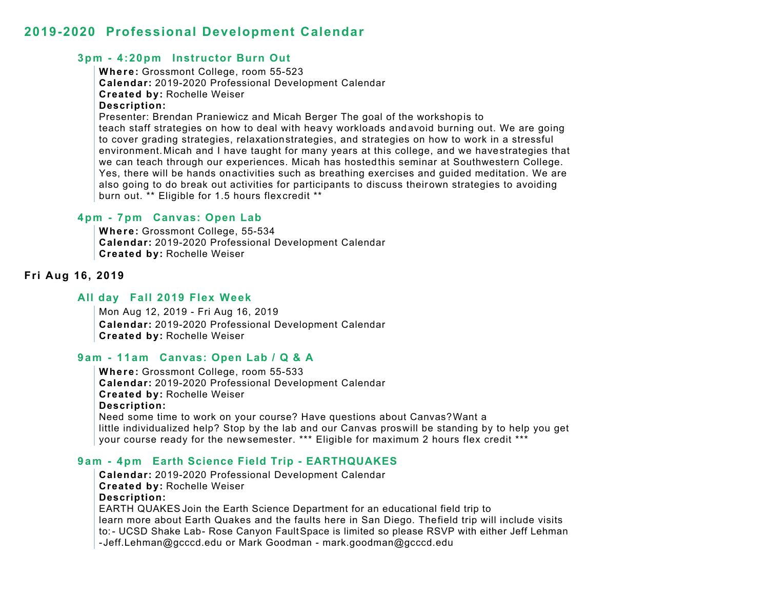## 2019-2020 Professional Development Calendar

### 3pm - 4:20pm Instructor Burn Out

**Where:** Grossmont College, room 55-523
**Calendar:** 2019-2020 Professional Development Calendar
**Created by:** Rochelle Weiser
**Description:**
Presenter: Brendan Praniewicz and Micah Berger The goal of the workshopis to teach staff strategies on how to deal with heavy workloads andavoid burning out. We are going to cover grading strategies, relaxationstrategies, and strategies on how to work in a stressful environment.Micah and I have taught for many years at this college, and we havestrategies that we can teach through our experiences. Micah has hostedthis seminar at Southwestern College. Yes, there will be hands onactivities such as breathing exercises and guided meditation. We are also going to do break out activities for participants to discuss theirown strategies to avoiding burn out. ** Eligible for 1.5 hours flexcredit **

### 4pm - 7pm Canvas: Open Lab

**Where:** Grossmont College, 55-534
**Calendar:** 2019-2020 Professional Development Calendar
**Created by:** Rochelle Weiser

## Fri Aug 16, 2019

### All day Fall 2019 Flex Week

Mon Aug 12, 2019 - Fri Aug 16, 2019
**Calendar:** 2019-2020 Professional Development Calendar
**Created by:** Rochelle Weiser

### 9am - 11am Canvas: Open Lab / Q & A

**Where:** Grossmont College, room 55-533
**Calendar:** 2019-2020 Professional Development Calendar
**Created by:** Rochelle Weiser
**Description:**
Need some time to work on your course? Have questions about Canvas?Want a little individualized help? Stop by the lab and our Canvas proswill be standing by to help you get your course ready for the newsemester. *** Eligible for maximum 2 hours flex credit ***

### 9am - 4pm Earth Science Field Trip - EARTHQUAKES

**Calendar:** 2019-2020 Professional Development Calendar
**Created by:** Rochelle Weiser
**Description:**
EARTH QUAKES Join the Earth Science Department for an educational field trip to learn more about Earth Quakes and the faults here in San Diego. Thefield trip will include visits to:- UCSD Shake Lab- Rose Canyon FaultSpace is limited so please RSVP with either Jeff Lehman -Jeff.Lehman@gcccd.edu or Mark Goodman - mark.goodman@gcccd.edu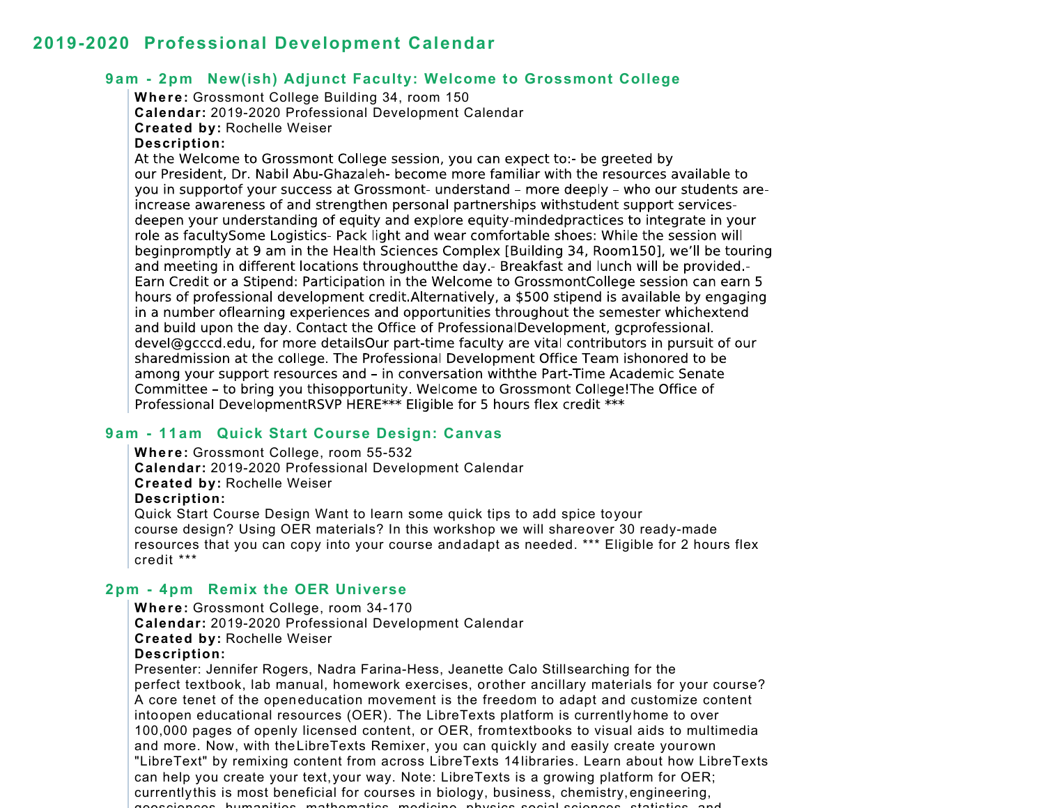## 2019-2020 Professional Development Calendar

### 9am - 2pm New(ish) Adjunct Faculty: Welcome to Grossmont College

**Where:** Grossmont College Building 34, room 150
**Calendar:** 2019-2020 Professional Development Calendar
**Created by:** Rochelle Weiser
**Description:**
At the Welcome to Grossmont College session, you can expect to:- be greeted by our President, Dr. Nabil Abu-Ghazaleh- become more familiar with the resources available to you in supportof your success at Grossmont- understand – more deeply – who our students are- increase awareness of and strengthen personal partnerships withstudent support services- deepen your understanding of equity and explore equity-mindedpractices to integrate in your role as facultySome Logistics- Pack light and wear comfortable shoes: While the session will beginpromptly at 9 am in the Health Sciences Complex [Building 34, Room150], we'll be touring and meeting in different locations throughoutthe day.- Breakfast and lunch will be provided.- Earn Credit or a Stipend: Participation in the Welcome to GrossmontCollege session can earn 5 hours of professional development credit.Alternatively, a $500 stipend is available by engaging in a number oflearning experiences and opportunities throughout the semester whichextend and build upon the day. Contact the Office of ProfessionalDevelopment, gcprofessional. devel@gcccd.edu, for more detailsOur part-time faculty are vital contributors in pursuit of our sharedmission at the college. The Professional Development Office Team ishonored to be among your support resources and – in conversation withthe Part-Time Academic Senate Committee – to bring you thisopportunity. Welcome to Grossmont College!The Office of Professional DevelopmentRSVP HERE*** Eligible for 5 hours flex credit ***

### 9am - 11am Quick Start Course Design: Canvas

**Where:** Grossmont College, room 55-532
**Calendar:** 2019-2020 Professional Development Calendar
**Created by:** Rochelle Weiser
**Description:**
Quick Start Course Design Want to learn some quick tips to add spice toyour course design? Using OER materials? In this workshop we will shareover 30 ready-made resources that you can copy into your course andadapt as needed. *** Eligible for 2 hours flex credit ***

### 2pm - 4pm Remix the OER Universe

**Where:** Grossmont College, room 34-170
**Calendar:** 2019-2020 Professional Development Calendar
**Created by:** Rochelle Weiser
**Description:**
Presenter: Jennifer Rogers, Nadra Farina-Hess, Jeanette Calo Stillsearching for the perfect textbook, lab manual, homework exercises, orother ancillary materials for your course? A core tenet of the openeducation movement is the freedom to adapt and customize content intoopen educational resources (OER). The LibreTexts platform is currentlyhome to over 100,000 pages of openly licensed content, or OER, fromtextbooks to visual aids to multimedia and more. Now, with theLibreTexts Remixer, you can quickly and easily create yourown "LibreText" by remixing content from across LibreTexts 14libraries. Learn about how LibreTexts can help you create your text,your way. Note: LibreTexts is a growing platform for OER; currentlythis is most beneficial for courses in biology, business, chemistry,engineering, geosciences, humanities, mathematics, medicine, physics,social sciences, statistics, and